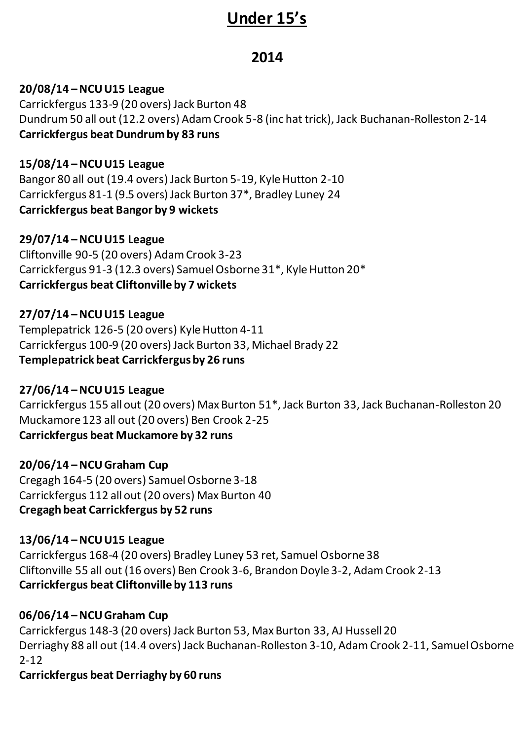# Under 15's

## 2014

**20/08/14 – NCU U15 League**
Carrickfergus 133-9 (20 overs) Jack Burton 48
Dundrum 50 all out (12.2 overs) Adam Crook 5-8 (inc hat trick), Jack Buchanan-Rolleston 2-14
**Carrickfergus beat Dundrum by 83 runs**

**15/08/14 – NCU U15 League**
Bangor 80 all out (19.4 overs) Jack Burton 5-19, Kyle Hutton 2-10
Carrickfergus 81-1 (9.5 overs) Jack Burton 37*, Bradley Luney 24
**Carrickfergus beat Bangor by 9 wickets**

**29/07/14 – NCU U15 League**
Cliftonville 90-5 (20 overs) Adam Crook 3-23
Carrickfergus 91-3 (12.3 overs) Samuel Osborne 31*, Kyle Hutton 20*
**Carrickfergus beat Cliftonville by 7 wickets**

**27/07/14 – NCU U15 League**
Templepatrick 126-5 (20 overs) Kyle Hutton 4-11
Carrickfergus 100-9 (20 overs) Jack Burton 33, Michael Brady 22
**Templepatrick beat Carrickfergus by 26 runs**

**27/06/14 – NCU U15 League**
Carrickfergus 155 all out (20 overs) Max Burton 51*, Jack Burton 33, Jack Buchanan-Rolleston 20
Muckamore 123 all out (20 overs) Ben Crook 2-25
**Carrickfergus beat Muckamore by 32 runs**

**20/06/14 – NCU Graham Cup**
Cregagh 164-5 (20 overs) Samuel Osborne 3-18
Carrickfergus 112 all out (20 overs) Max Burton 40
**Cregagh beat Carrickfergus by 52 runs**

**13/06/14 – NCU U15 League**
Carrickfergus 168-4 (20 overs) Bradley Luney 53 ret, Samuel Osborne 38
Cliftonville 55 all out (16 overs) Ben Crook 3-6, Brandon Doyle 3-2, Adam Crook 2-13
**Carrickfergus beat Cliftonville by 113 runs**

**06/06/14 – NCU Graham Cup**
Carrickfergus 148-3 (20 overs) Jack Burton 53, Max Burton 33, AJ Hussell 20
Derriaghy 88 all out (14.4 overs) Jack Buchanan-Rolleston 3-10, Adam Crook 2-11, Samuel Osborne 2-12
**Carrickfergus beat Derriaghy by 60 runs**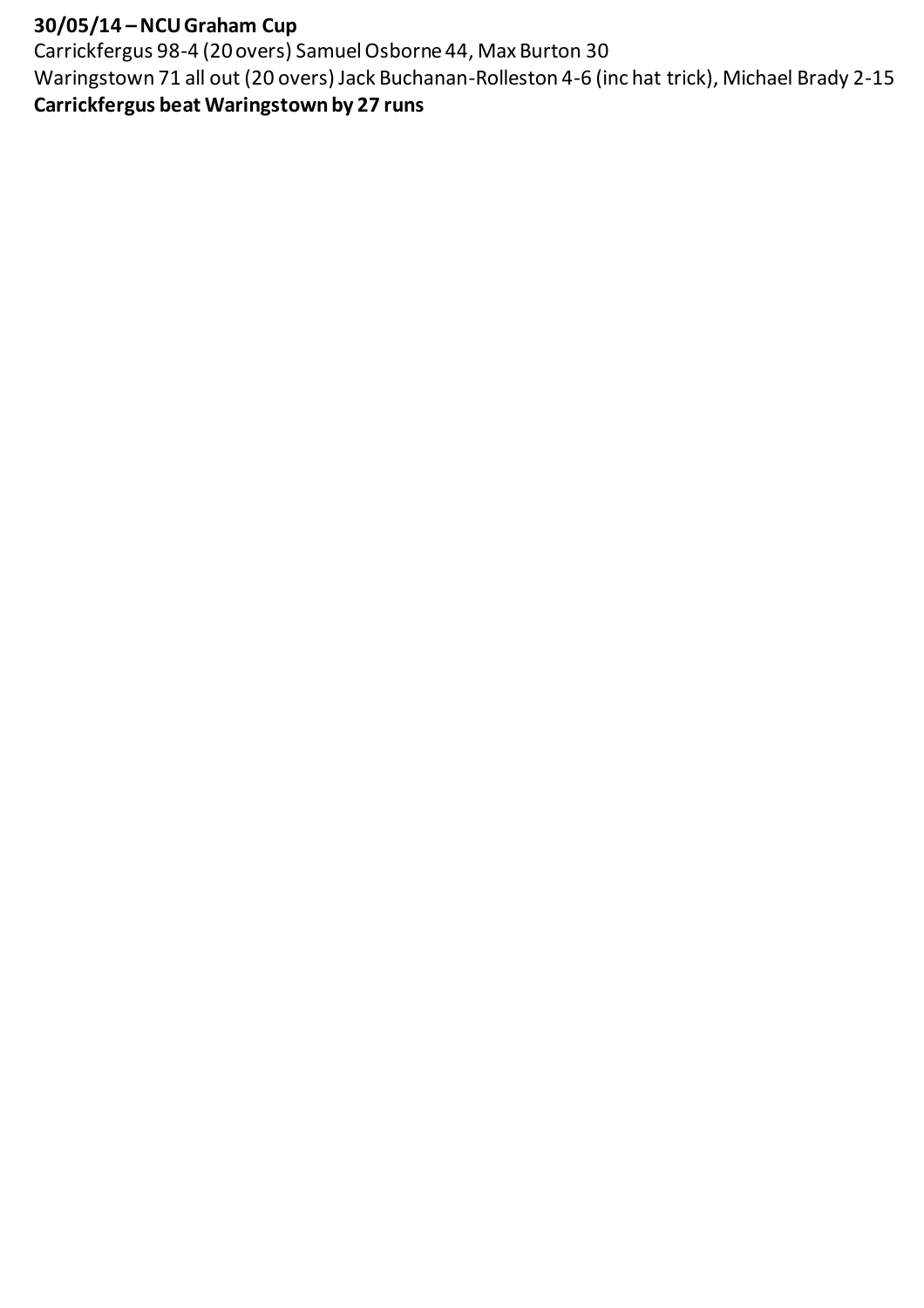**30/05/14 – NCU Graham Cup**

Carrickfergus 98-4 (20 overs) Samuel Osborne 44, Max Burton 30

Waringstown 71 all out (20 overs) Jack Buchanan-Rolleston 4-6 (inc hat trick), Michael Brady 2-15

**Carrickfergus beat Waringstown by 27 runs**